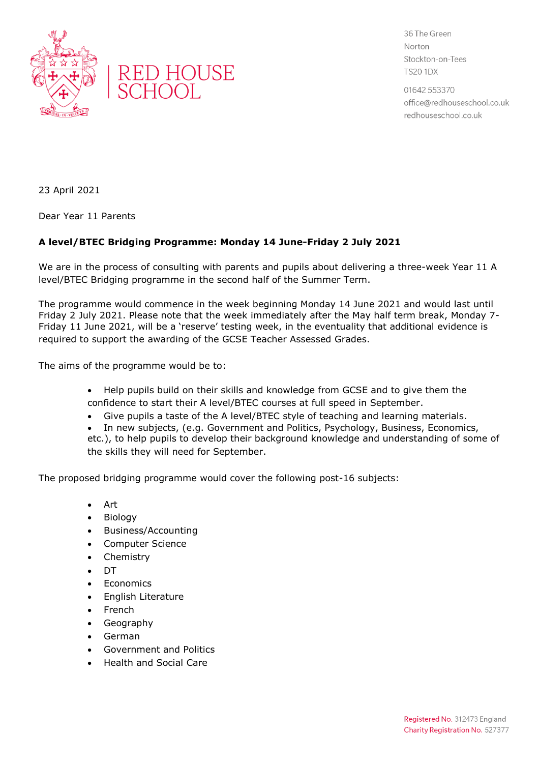# RED HOUSE SCHOOL

36 The Green
Norton
Stockton-on-Tees
TS20 1DX

01642 553370
office@redhouseschool.co.uk
redhouseschool.co.uk

23 April 2021

Dear Year 11 Parents

**A level/BTEC Bridging Programme: Monday 14 June-Friday 2 July 2021**

We are in the process of consulting with parents and pupils about delivering a three-week Year 11 A level/BTEC Bridging programme in the second half of the Summer Term.

The programme would commence in the week beginning Monday 14 June 2021 and would last until Friday 2 July 2021. Please note that the week immediately after the May half term break, Monday 7-Friday 11 June 2021, will be a 'reserve' testing week, in the eventuality that additional evidence is required to support the awarding of the GCSE Teacher Assessed Grades.

The aims of the programme would be to:

- Help pupils build on their skills and knowledge from GCSE and to give them the confidence to start their A level/BTEC courses at full speed in September.
- Give pupils a taste of the A level/BTEC style of teaching and learning materials.
- In new subjects, (e.g. Government and Politics, Psychology, Business, Economics, etc.), to help pupils to develop their background knowledge and understanding of some of the skills they will need for September.

The proposed bridging programme would cover the following post-16 subjects:

- Art
- Biology
- Business/Accounting
- Computer Science
- Chemistry
- DT
- Economics
- English Literature
- French
- Geography
- German
- Government and Politics
- Health and Social Care

Registered No. 312473 England
Charity Registration No. 527377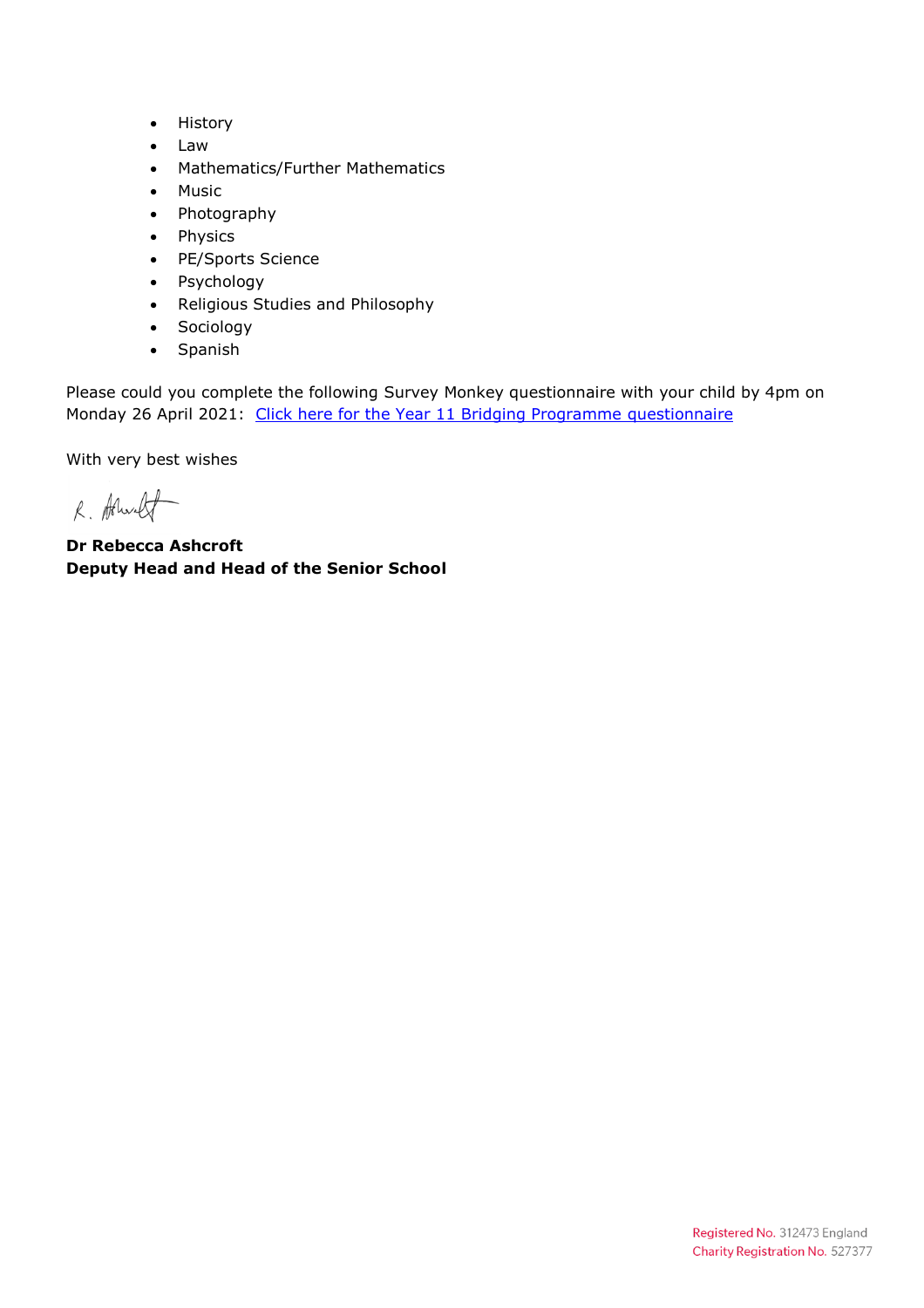- History
- Law
- Mathematics/Further Mathematics
- Music
- Photography
- Physics
- PE/Sports Science
- Psychology
- Religious Studies and Philosophy
- Sociology
- Spanish

Please could you complete the following Survey Monkey questionnaire with your child by 4pm on Monday 26 April 2021: Click here for the Year 11 Bridging Programme questionnaire

With very best wishes

**Dr Rebecca Ashcroft**
**Deputy Head and Head of the Senior School**

Registered No. 312473 England
Charity Registration No. 527377